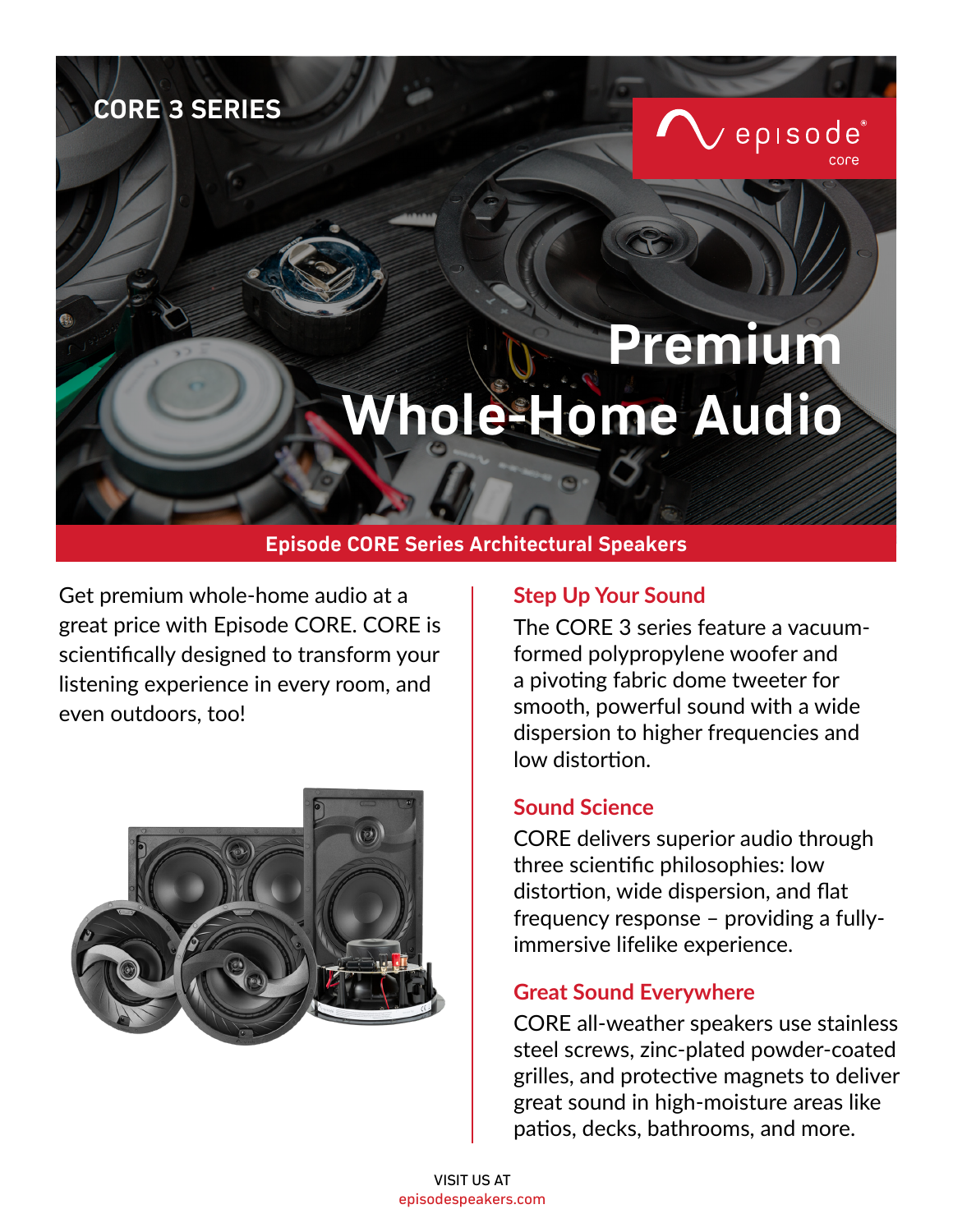CORE 3 SERIES

episode® core

# Premium Whole-Home Audio

## Episode CORE Series Architectural Speakers

Get premium whole-home audio at a great price with Episode CORE. CORE is scientifically designed to transform your listening experience in every room, and even outdoors, too!

### Step Up Your Sound

The CORE 3 series feature a vacuum-formed polypropylene woofer and a pivoting fabric dome tweeter for smooth, powerful sound with a wide dispersion to higher frequencies and low distortion.

### Sound Science

CORE delivers superior audio through three scientific philosophies: low distortion, wide dispersion, and flat frequency response – providing a fully-immersive lifelike experience.

### Great Sound Everywhere

CORE all-weather speakers use stainless steel screws, zinc-plated powder-coated grilles, and protective magnets to deliver great sound in high-moisture areas like patios, decks, bathrooms, and more.

VISIT US AT
episodespeakers.com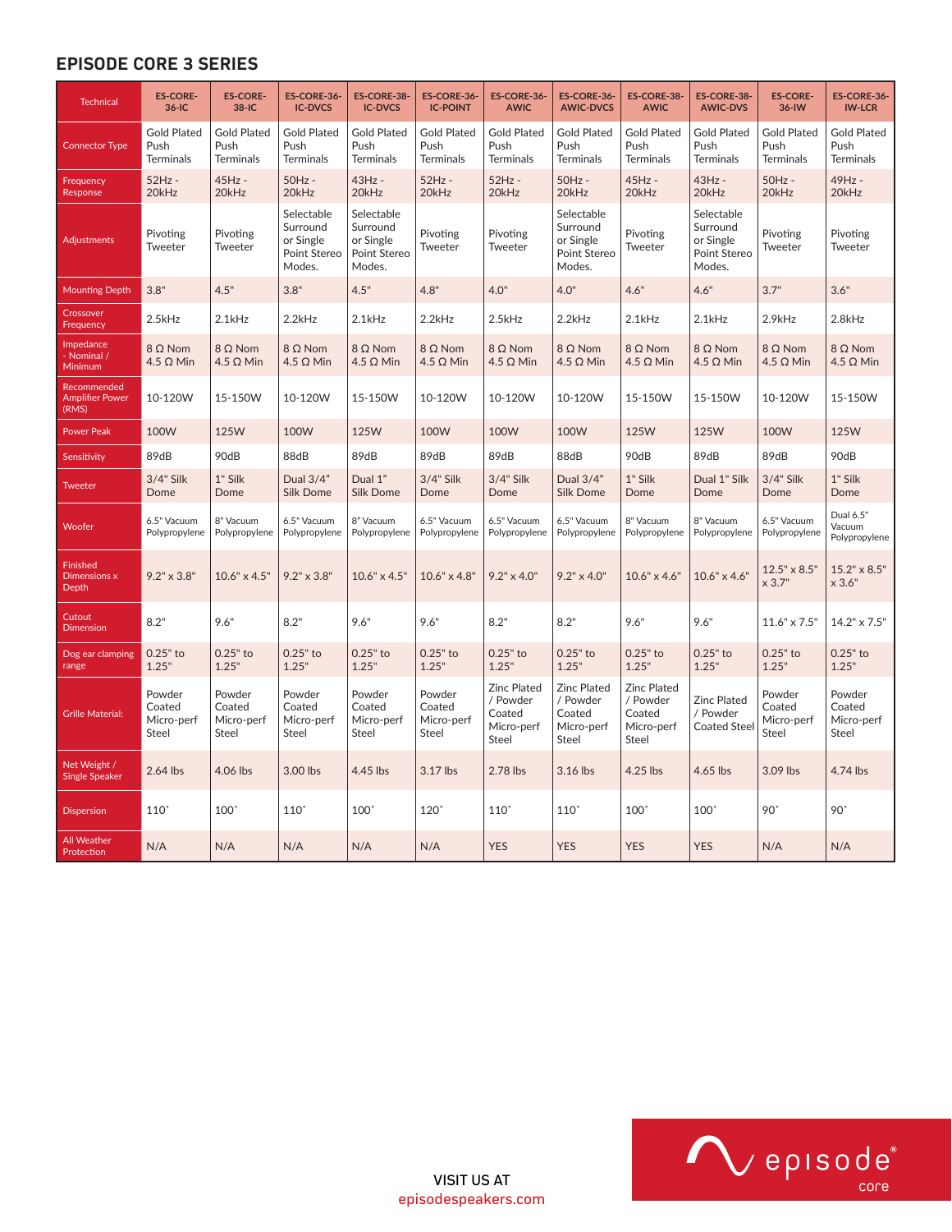## EPISODE CORE 3 SERIES

| Technical | ES-CORE-36-IC | ES-CORE-38-IC | ES-CORE-36-IC-DVCS | ES-CORE-38-IC-DVCS | ES-CORE-36-IC-POINT | ES-CORE-36-AWIC | ES-CORE-36-AWIC-DVCS | ES-CORE-38-AWIC | ES-CORE-38-AWIC-DVS | ES-CORE-36-IW | ES-CORE-36-IW-LCR |
|---|---|---|---|---|---|---|---|---|---|---|---|
| Connector Type | Gold Plated Push Terminals | Gold Plated Push Terminals | Gold Plated Push Terminals | Gold Plated Push Terminals | Gold Plated Push Terminals | Gold Plated Push Terminals | Gold Plated Push Terminals | Gold Plated Push Terminals | Gold Plated Push Terminals | Gold Plated Push Terminals | Gold Plated Push Terminals |
| Frequency Response | 52Hz - 20kHz | 45Hz - 20kHz | 50Hz - 20kHz | 43Hz - 20kHz | 52Hz - 20kHz | 52Hz - 20kHz | 50Hz - 20kHz | 45Hz - 20kHz | 43Hz - 20kHz | 50Hz - 20kHz | 49Hz - 20kHz |
| Adjustments | Pivoting Tweeter | Pivoting Tweeter | Selectable Surround or Single Point Stereo Modes. | Selectable Surround or Single Point Stereo Modes. | Pivoting Tweeter | Pivoting Tweeter | Selectable Surround or Single Point Stereo Modes. | Pivoting Tweeter | Selectable Surround or Single Point Stereo Modes. | Pivoting Tweeter | Pivoting Tweeter |
| Mounting Depth | 3.8" | 4.5" | 3.8" | 4.5" | 4.8" | 4.0" | 4.0" | 4.6" | 4.6" | 3.7" | 3.6" |
| Crossover Frequency | 2.5kHz | 2.1kHz | 2.2kHz | 2.1kHz | 2.2kHz | 2.5kHz | 2.2kHz | 2.1kHz | 2.1kHz | 2.9kHz | 2.8kHz |
| Impedance - Nominal / Minimum | 8 Ω Nom 4.5 Ω Min | 8 Ω Nom 4.5 Ω Min | 8 Ω Nom 4.5 Ω Min | 8 Ω Nom 4.5 Ω Min | 8 Ω Nom 4.5 Ω Min | 8 Ω Nom 4.5 Ω Min | 8 Ω Nom 4.5 Ω Min | 8 Ω Nom 4.5 Ω Min | 8 Ω Nom 4.5 Ω Min | 8 Ω Nom 4.5 Ω Min | 8 Ω Nom 4.5 Ω Min |
| Recommended Amplifier Power (RMS) | 10-120W | 15-150W | 10-120W | 15-150W | 10-120W | 10-120W | 10-120W | 15-150W | 15-150W | 10-120W | 15-150W |
| Power Peak | 100W | 125W | 100W | 125W | 100W | 100W | 100W | 125W | 125W | 100W | 125W |
| Sensitivity | 89dB | 90dB | 88dB | 89dB | 89dB | 89dB | 88dB | 90dB | 89dB | 89dB | 90dB |
| Tweeter | 3/4" Silk Dome | 1" Silk Dome | Dual 3/4" Silk Dome | Dual 1" Silk Dome | 3/4" Silk Dome | 3/4" Silk Dome | Dual 3/4" Silk Dome | 1" Silk Dome | Dual 1" Silk Dome | 3/4" Silk Dome | 1" Silk Dome |
| Woofer | 6.5" Vacuum Polypropylene | 8" Vacuum Polypropylene | 6.5" Vacuum Polypropylene | 8" Vacuum Polypropylene | 6.5" Vacuum Polypropylene | 6.5" Vacuum Polypropylene | 6.5" Vacuum Polypropylene | 8" Vacuum Polypropylene | 8" Vacuum Polypropylene | 6.5" Vacuum Polypropylene | Dual 6.5" Vacuum Polypropylene |
| Finished Dimensions x Depth | 9.2" x 3.8" | 10.6" x 4.5" | 9.2" x 3.8" | 10.6" x 4.5" | 10.6" x 4.8" | 9.2" x 4.0" | 9.2" x 4.0" | 10.6" x 4.6" | 10.6" x 4.6" | 12.5" x 8.5" x 3.7" | 15.2" x 8.5" x 3.6" |
| Cutout Dimension | 8.2" | 9.6" | 8.2" | 9.6" | 9.6" | 8.2" | 8.2" | 9.6" | 9.6" | 11.6" x 7.5" | 14.2" x 7.5" |
| Dog ear clamping range | 0.25" to 1.25" | 0.25" to 1.25" | 0.25" to 1.25" | 0.25" to 1.25" | 0.25" to 1.25" | 0.25" to 1.25" | 0.25" to 1.25" | 0.25" to 1.25" | 0.25" to 1.25" | 0.25" to 1.25" | 0.25" to 1.25" |
| Grille Material: | Powder Coated Micro-perf Steel | Powder Coated Micro-perf Steel | Powder Coated Micro-perf Steel | Powder Coated Micro-perf Steel | Powder Coated Micro-perf Steel | Zinc Plated / Powder Coated Micro-perf Steel | Zinc Plated / Powder Coated Micro-perf Steel | Zinc Plated / Powder Coated Micro-perf Steel | Zinc Plated / Powder Coated Steel | Powder Coated Micro-perf Steel | Powder Coated Micro-perf Steel |
| Net Weight / Single Speaker | 2.64 lbs | 4.06 lbs | 3.00 lbs | 4.45 lbs | 3.17 lbs | 2.78 lbs | 3.16 lbs | 4.25 lbs | 4.65 lbs | 3.09 lbs | 4.74 lbs |
| Dispersion | 110˚ | 100˚ | 110˚ | 100˚ | 120˚ | 110˚ | 110˚ | 100˚ | 100˚ | 90˚ | 90˚ |
| All Weather Protection | N/A | N/A | N/A | N/A | N/A | YES | YES | YES | YES | N/A | N/A |

VISIT US AT
episodespeakers.com

episode® core